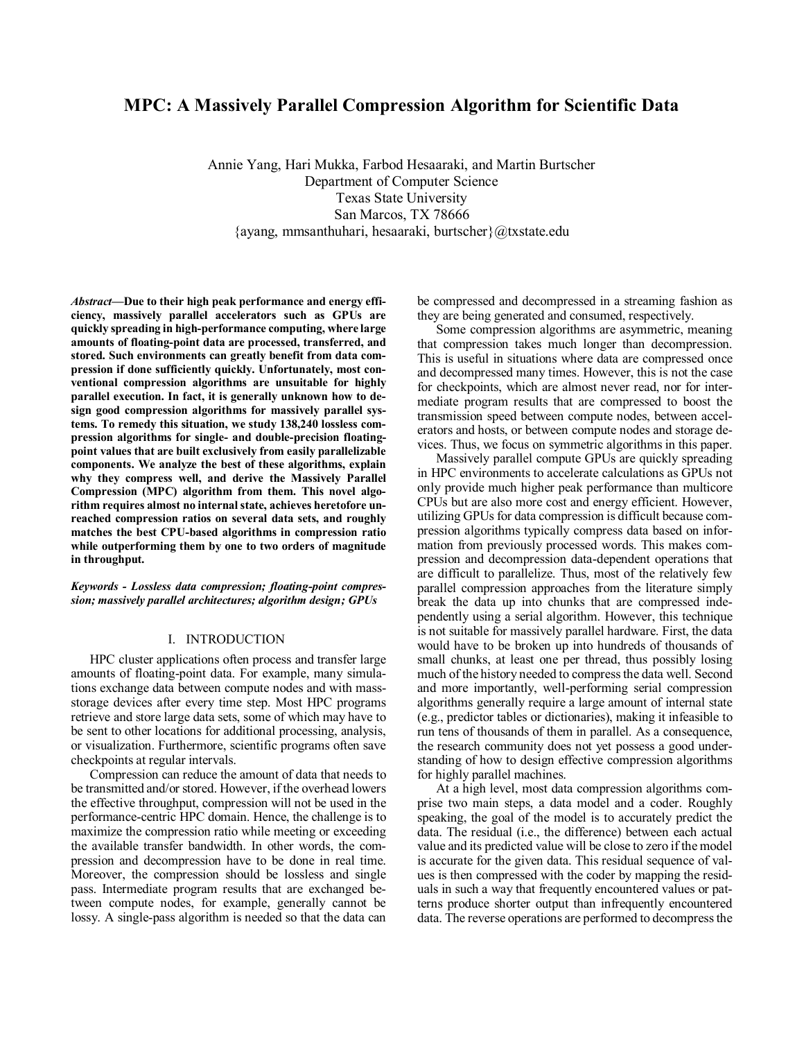# MPC: A Massively Parallel Compression Algorithm for Scientific Data

Annie Yang, Hari Mukka, Farbod Hesaaraki, and Martin Burtscher
Department of Computer Science
Texas State University
San Marcos, TX 78666
{ayang, mmsanthuhari, hesaaraki, burtscher}@txstate.edu

***Abstract*—Due to their high peak performance and energy efficiency, massively parallel accelerators such as GPUs are quickly spreading in high-performance computing, where large amounts of floating-point data are processed, transferred, and stored. Such environments can greatly benefit from data compression if done sufficiently quickly. Unfortunately, most conventional compression algorithms are unsuitable for highly parallel execution. In fact, it is generally unknown how to design good compression algorithms for massively parallel systems. To remedy this situation, we study 138,240 lossless compression algorithms for single- and double-precision floating-point values that are built exclusively from easily parallelizable components. We analyze the best of these algorithms, explain why they compress well, and derive the Massively Parallel Compression (MPC) algorithm from them. This novel algorithm requires almost no internal state, achieves heretofore unreached compression ratios on several data sets, and roughly matches the best CPU-based algorithms in compression ratio while outperforming them by one to two orders of magnitude in throughput.**

***Keywords - Lossless data compression; floating-point compression; massively parallel architectures; algorithm design; GPUs***

## I. INTRODUCTION

HPC cluster applications often process and transfer large amounts of floating-point data. For example, many simulations exchange data between compute nodes and with mass-storage devices after every time step. Most HPC programs retrieve and store large data sets, some of which may have to be sent to other locations for additional processing, analysis, or visualization. Furthermore, scientific programs often save checkpoints at regular intervals.

Compression can reduce the amount of data that needs to be transmitted and/or stored. However, if the overhead lowers the effective throughput, compression will not be used in the performance-centric HPC domain. Hence, the challenge is to maximize the compression ratio while meeting or exceeding the available transfer bandwidth. In other words, the compression and decompression have to be done in real time. Moreover, the compression should be lossless and single pass. Intermediate program results that are exchanged between compute nodes, for example, generally cannot be lossy. A single-pass algorithm is needed so that the data can be compressed and decompressed in a streaming fashion as they are being generated and consumed, respectively.

Some compression algorithms are asymmetric, meaning that compression takes much longer than decompression. This is useful in situations where data are compressed once and decompressed many times. However, this is not the case for checkpoints, which are almost never read, nor for intermediate program results that are compressed to boost the transmission speed between compute nodes, between accelerators and hosts, or between compute nodes and storage devices. Thus, we focus on symmetric algorithms in this paper.

Massively parallel compute GPUs are quickly spreading in HPC environments to accelerate calculations as GPUs not only provide much higher peak performance than multicore CPUs but are also more cost and energy efficient. However, utilizing GPUs for data compression is difficult because compression algorithms typically compress data based on information from previously processed words. This makes compression and decompression data-dependent operations that are difficult to parallelize. Thus, most of the relatively few parallel compression approaches from the literature simply break the data up into chunks that are compressed independently using a serial algorithm. However, this technique is not suitable for massively parallel hardware. First, the data would have to be broken up into hundreds of thousands of small chunks, at least one per thread, thus possibly losing much of the history needed to compress the data well. Second and more importantly, well-performing serial compression algorithms generally require a large amount of internal state (e.g., predictor tables or dictionaries), making it infeasible to run tens of thousands of them in parallel. As a consequence, the research community does not yet possess a good understanding of how to design effective compression algorithms for highly parallel machines.

At a high level, most data compression algorithms comprise two main steps, a data model and a coder. Roughly speaking, the goal of the model is to accurately predict the data. The residual (i.e., the difference) between each actual value and its predicted value will be close to zero if the model is accurate for the given data. This residual sequence of values is then compressed with the coder by mapping the residuals in such a way that frequently encountered values or patterns produce shorter output than infrequently encountered data. The reverse operations are performed to decompress the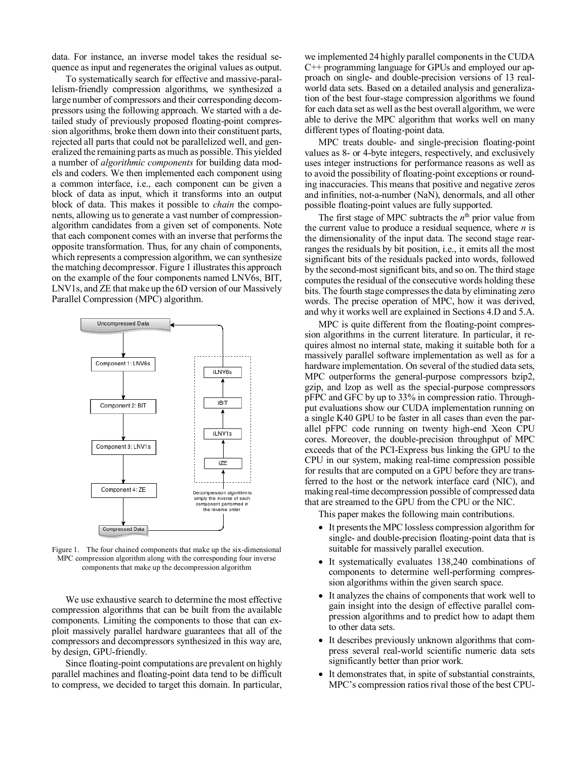data. For instance, an inverse model takes the residual sequence as input and regenerates the original values as output.

To systematically search for effective and massive-parallelism-friendly compression algorithms, we synthesized a large number of compressors and their corresponding decompressors using the following approach. We started with a detailed study of previously proposed floating-point compression algorithms, broke them down into their constituent parts, rejected all parts that could not be parallelized well, and generalized the remaining parts as much as possible. This yielded a number of *algorithmic components* for building data models and coders. We then implemented each component using a common interface, i.e., each component can be given a block of data as input, which it transforms into an output block of data. This makes it possible to *chain* the components, allowing us to generate a vast number of compression-algorithm candidates from a given set of components. Note that each component comes with an inverse that performs the opposite transformation. Thus, for any chain of components, which represents a compression algorithm, we can synthesize the matching decompressor. Figure 1 illustrates this approach on the example of the four components named LNV6s, BIT, LNV1s, and ZE that make up the 6D version of our Massively Parallel Compression (MPC) algorithm.

Figure 1. The four chained components that make up the six-dimensional MPC compression algorithm along with the corresponding four inverse components that make up the decompression algorithm

We use exhaustive search to determine the most effective compression algorithms that can be built from the available components. Limiting the components to those that can exploit massively parallel hardware guarantees that all of the compressors and decompressors synthesized in this way are, by design, GPU-friendly.

Since floating-point computations are prevalent on highly parallel machines and floating-point data tend to be difficult to compress, we decided to target this domain. In particular, we implemented 24 highly parallel components in the CUDA C++ programming language for GPUs and employed our approach on single- and double-precision versions of 13 real-world data sets. Based on a detailed analysis and generalization of the best four-stage compression algorithms we found for each data set as well as the best overall algorithm, we were able to derive the MPC algorithm that works well on many different types of floating-point data.

MPC treats double- and single-precision floating-point values as 8- or 4-byte integers, respectively, and exclusively uses integer instructions for performance reasons as well as to avoid the possibility of floating-point exceptions or rounding inaccuracies. This means that positive and negative zeros and infinities, not-a-number (NaN), denormals, and all other possible floating-point values are fully supported.

The first stage of MPC subtracts the $n^{\text{th}}$ prior value from the current value to produce a residual sequence, where $n$ is the dimensionality of the input data. The second stage rearranges the residuals by bit position, i.e., it emits all the most significant bits of the residuals packed into words, followed by the second-most significant bits, and so on. The third stage computes the residual of the consecutive words holding these bits. The fourth stage compresses the data by eliminating zero words. The precise operation of MPC, how it was derived, and why it works well are explained in Sections 4.D and 5.A.

MPC is quite different from the floating-point compression algorithms in the current literature. In particular, it requires almost no internal state, making it suitable both for a massively parallel software implementation as well as for a hardware implementation. On several of the studied data sets, MPC outperforms the general-purpose compressors bzip2, gzip, and lzop as well as the special-purpose compressors pFPC and GFC by up to 33% in compression ratio. Throughput evaluations show our CUDA implementation running on a single K40 GPU to be faster in all cases than even the parallel pFPC code running on twenty high-end Xeon CPU cores. Moreover, the double-precision throughput of MPC exceeds that of the PCI-Express bus linking the GPU to the CPU in our system, making real-time compression possible for results that are computed on a GPU before they are transferred to the host or the network interface card (NIC), and making real-time decompression possible of compressed data that are streamed to the GPU from the CPU or the NIC.

This paper makes the following main contributions.

- It presents the MPC lossless compression algorithm for single- and double-precision floating-point data that is suitable for massively parallel execution.
- It systematically evaluates 138,240 combinations of components to determine well-performing compression algorithms within the given search space.
- It analyzes the chains of components that work well to gain insight into the design of effective parallel compression algorithms and to predict how to adapt them to other data sets.
- It describes previously unknown algorithms that compress several real-world scientific numeric data sets significantly better than prior work.
- It demonstrates that, in spite of substantial constraints, MPC's compression ratios rival those of the best CPU-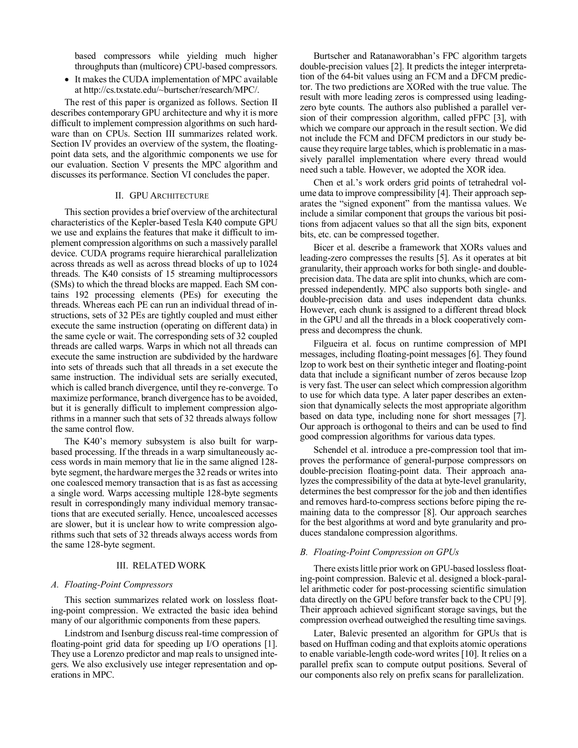based compressors while yielding much higher throughputs than (multicore) CPU-based compressors.

- It makes the CUDA implementation of MPC available at http://cs.txstate.edu/~burtscher/research/MPC/.

The rest of this paper is organized as follows. Section II describes contemporary GPU architecture and why it is more difficult to implement compression algorithms on such hardware than on CPUs. Section III summarizes related work. Section IV provides an overview of the system, the floating-point data sets, and the algorithmic components we use for our evaluation. Section V presents the MPC algorithm and discusses its performance. Section VI concludes the paper.

## II. GPU Architecture

This section provides a brief overview of the architectural characteristics of the Kepler-based Tesla K40 compute GPU we use and explains the features that make it difficult to implement compression algorithms on such a massively parallel device. CUDA programs require hierarchical parallelization across threads as well as across thread blocks of up to 1024 threads. The K40 consists of 15 streaming multiprocessors (SMs) to which the thread blocks are mapped. Each SM contains 192 processing elements (PEs) for executing the threads. Whereas each PE can run an individual thread of instructions, sets of 32 PEs are tightly coupled and must either execute the same instruction (operating on different data) in the same cycle or wait. The corresponding sets of 32 coupled threads are called warps. Warps in which not all threads can execute the same instruction are subdivided by the hardware into sets of threads such that all threads in a set execute the same instruction. The individual sets are serially executed, which is called branch divergence, until they re-converge. To maximize performance, branch divergence has to be avoided, but it is generally difficult to implement compression algorithms in a manner such that sets of 32 threads always follow the same control flow.

The K40's memory subsystem is also built for warp-based processing. If the threads in a warp simultaneously access words in main memory that lie in the same aligned 128-byte segment, the hardware merges the 32 reads or writes into one coalesced memory transaction that is as fast as accessing a single word. Warps accessing multiple 128-byte segments result in correspondingly many individual memory transactions that are executed serially. Hence, uncoalesced accesses are slower, but it is unclear how to write compression algorithms such that sets of 32 threads always access words from the same 128-byte segment.

## III. Related Work

### A. Floating-Point Compressors

This section summarizes related work on lossless floating-point compression. We extracted the basic idea behind many of our algorithmic components from these papers.

Lindstrom and Isenburg discuss real-time compression of floating-point grid data for speeding up I/O operations [1]. They use a Lorenzo predictor and map reals to unsigned integers. We also exclusively use integer representation and operations in MPC.

Burtscher and Ratanaworabhan's FPC algorithm targets double-precision values [2]. It predicts the integer interpretation of the 64-bit values using an FCM and a DFCM predictor. The two predictions are XORed with the true value. The result with more leading zeros is compressed using leading-zero byte counts. The authors also published a parallel version of their compression algorithm, called pFPC [3], with which we compare our approach in the result section. We did not include the FCM and DFCM predictors in our study because they require large tables, which is problematic in a massively parallel implementation where every thread would need such a table. However, we adopted the XOR idea.

Chen et al.'s work orders grid points of tetrahedral volume data to improve compressibility [4]. Their approach separates the "signed exponent" from the mantissa values. We include a similar component that groups the various bit positions from adjacent values so that all the sign bits, exponent bits, etc. can be compressed together.

Bicer et al. describe a framework that XORs values and leading-zero compresses the results [5]. As it operates at bit granularity, their approach works for both single- and double-precision data. The data are split into chunks, which are compressed independently. MPC also supports both single- and double-precision data and uses independent data chunks. However, each chunk is assigned to a different thread block in the GPU and all the threads in a block cooperatively compress and decompress the chunk.

Filgueira et al. focus on runtime compression of MPI messages, including floating-point messages [6]. They found lzop to work best on their synthetic integer and floating-point data that include a significant number of zeros because lzop is very fast. The user can select which compression algorithm to use for which data type. A later paper describes an extension that dynamically selects the most appropriate algorithm based on data type, including none for short messages [7]. Our approach is orthogonal to theirs and can be used to find good compression algorithms for various data types.

Schendel et al. introduce a pre-compression tool that improves the performance of general-purpose compressors on double-precision floating-point data. Their approach analyzes the compressibility of the data at byte-level granularity, determines the best compressor for the job and then identifies and removes hard-to-compress sections before piping the remaining data to the compressor [8]. Our approach searches for the best algorithms at word and byte granularity and produces standalone compression algorithms.

### B. Floating-Point Compression on GPUs

There exists little prior work on GPU-based lossless floating-point compression. Balevic et al. designed a block-parallel arithmetic coder for post-processing scientific simulation data directly on the GPU before transfer back to the CPU [9]. Their approach achieved significant storage savings, but the compression overhead outweighed the resulting time savings.

Later, Balevic presented an algorithm for GPUs that is based on Huffman coding and that exploits atomic operations to enable variable-length code-word writes [10]. It relies on a parallel prefix scan to compute output positions. Several of our components also rely on prefix scans for parallelization.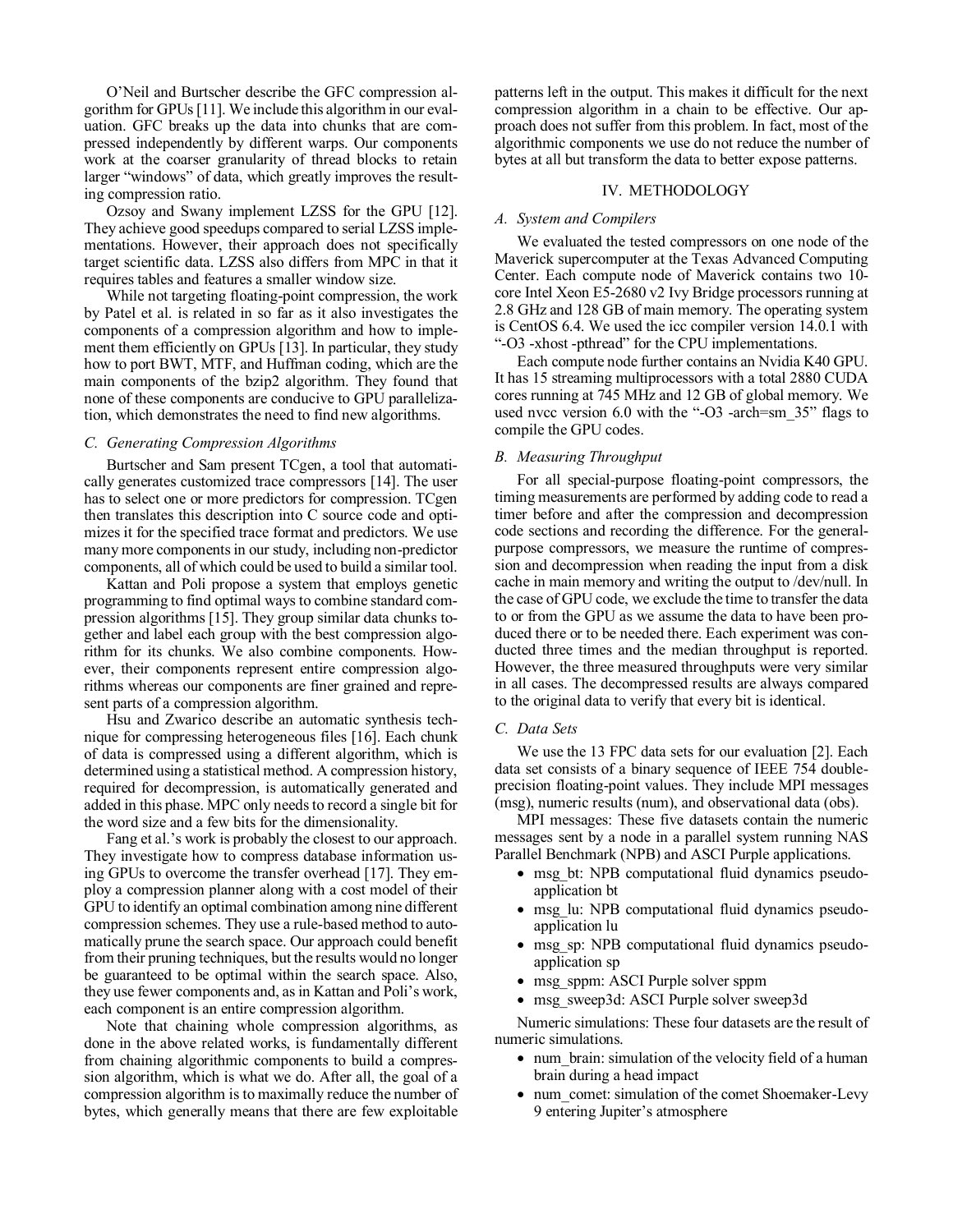O'Neil and Burtscher describe the GFC compression algorithm for GPUs [11]. We include this algorithm in our evaluation. GFC breaks up the data into chunks that are compressed independently by different warps. Our components work at the coarser granularity of thread blocks to retain larger "windows" of data, which greatly improves the resulting compression ratio.

Ozsoy and Swany implement LZSS for the GPU [12]. They achieve good speedups compared to serial LZSS implementations. However, their approach does not specifically target scientific data. LZSS also differs from MPC in that it requires tables and features a smaller window size.

While not targeting floating-point compression, the work by Patel et al. is related in so far as it also investigates the components of a compression algorithm and how to implement them efficiently on GPUs [13]. In particular, they study how to port BWT, MTF, and Huffman coding, which are the main components of the bzip2 algorithm. They found that none of these components are conducive to GPU parallelization, which demonstrates the need to find new algorithms.

### *C. Generating Compression Algorithms*

Burtscher and Sam present TCgen, a tool that automatically generates customized trace compressors [14]. The user has to select one or more predictors for compression. TCgen then translates this description into C source code and optimizes it for the specified trace format and predictors. We use many more components in our study, including non-predictor components, all of which could be used to build a similar tool.

Kattan and Poli propose a system that employs genetic programming to find optimal ways to combine standard compression algorithms [15]. They group similar data chunks together and label each group with the best compression algorithm for its chunks. We also combine components. However, their components represent entire compression algorithms whereas our components are finer grained and represent parts of a compression algorithm.

Hsu and Zwarico describe an automatic synthesis technique for compressing heterogeneous files [16]. Each chunk of data is compressed using a different algorithm, which is determined using a statistical method. A compression history, required for decompression, is automatically generated and added in this phase. MPC only needs to record a single bit for the word size and a few bits for the dimensionality.

Fang et al.'s work is probably the closest to our approach. They investigate how to compress database information using GPUs to overcome the transfer overhead [17]. They employ a compression planner along with a cost model of their GPU to identify an optimal combination among nine different compression schemes. They use a rule-based method to automatically prune the search space. Our approach could benefit from their pruning techniques, but the results would no longer be guaranteed to be optimal within the search space. Also, they use fewer components and, as in Kattan and Poli's work, each component is an entire compression algorithm.

Note that chaining whole compression algorithms, as done in the above related works, is fundamentally different from chaining algorithmic components to build a compression algorithm, which is what we do. After all, the goal of a compression algorithm is to maximally reduce the number of bytes, which generally means that there are few exploitable patterns left in the output. This makes it difficult for the next compression algorithm in a chain to be effective. Our approach does not suffer from this problem. In fact, most of the algorithmic components we use do not reduce the number of bytes at all but transform the data to better expose patterns.

## IV. METHODOLOGY

### *A. System and Compilers*

We evaluated the tested compressors on one node of the Maverick supercomputer at the Texas Advanced Computing Center. Each compute node of Maverick contains two 10-core Intel Xeon E5-2680 v2 Ivy Bridge processors running at 2.8 GHz and 128 GB of main memory. The operating system is CentOS 6.4. We used the icc compiler version 14.0.1 with "-O3 -xhost -pthread" for the CPU implementations.

Each compute node further contains an Nvidia K40 GPU. It has 15 streaming multiprocessors with a total 2880 CUDA cores running at 745 MHz and 12 GB of global memory. We used nvcc version 6.0 with the "-O3 -arch=sm_35" flags to compile the GPU codes.

### *B. Measuring Throughput*

For all special-purpose floating-point compressors, the timing measurements are performed by adding code to read a timer before and after the compression and decompression code sections and recording the difference. For the general-purpose compressors, we measure the runtime of compression and decompression when reading the input from a disk cache in main memory and writing the output to /dev/null. In the case of GPU code, we exclude the time to transfer the data to or from the GPU as we assume the data to have been produced there or to be needed there. Each experiment was conducted three times and the median throughput is reported. However, the three measured throughputs were very similar in all cases. The decompressed results are always compared to the original data to verify that every bit is identical.

### *C. Data Sets*

We use the 13 FPC data sets for our evaluation [2]. Each data set consists of a binary sequence of IEEE 754 double-precision floating-point values. They include MPI messages (msg), numeric results (num), and observational data (obs).

MPI messages: These five datasets contain the numeric messages sent by a node in a parallel system running NAS Parallel Benchmark (NPB) and ASCI Purple applications.

- msg_bt: NPB computational fluid dynamics pseudo-application bt
- msg_lu: NPB computational fluid dynamics pseudo-application lu
- msg_sp: NPB computational fluid dynamics pseudo-application sp
- msg_sppm: ASCI Purple solver sppm
- msg_sweep3d: ASCI Purple solver sweep3d

Numeric simulations: These four datasets are the result of numeric simulations.

- num_brain: simulation of the velocity field of a human brain during a head impact
- num_comet: simulation of the comet Shoemaker-Levy 9 entering Jupiter's atmosphere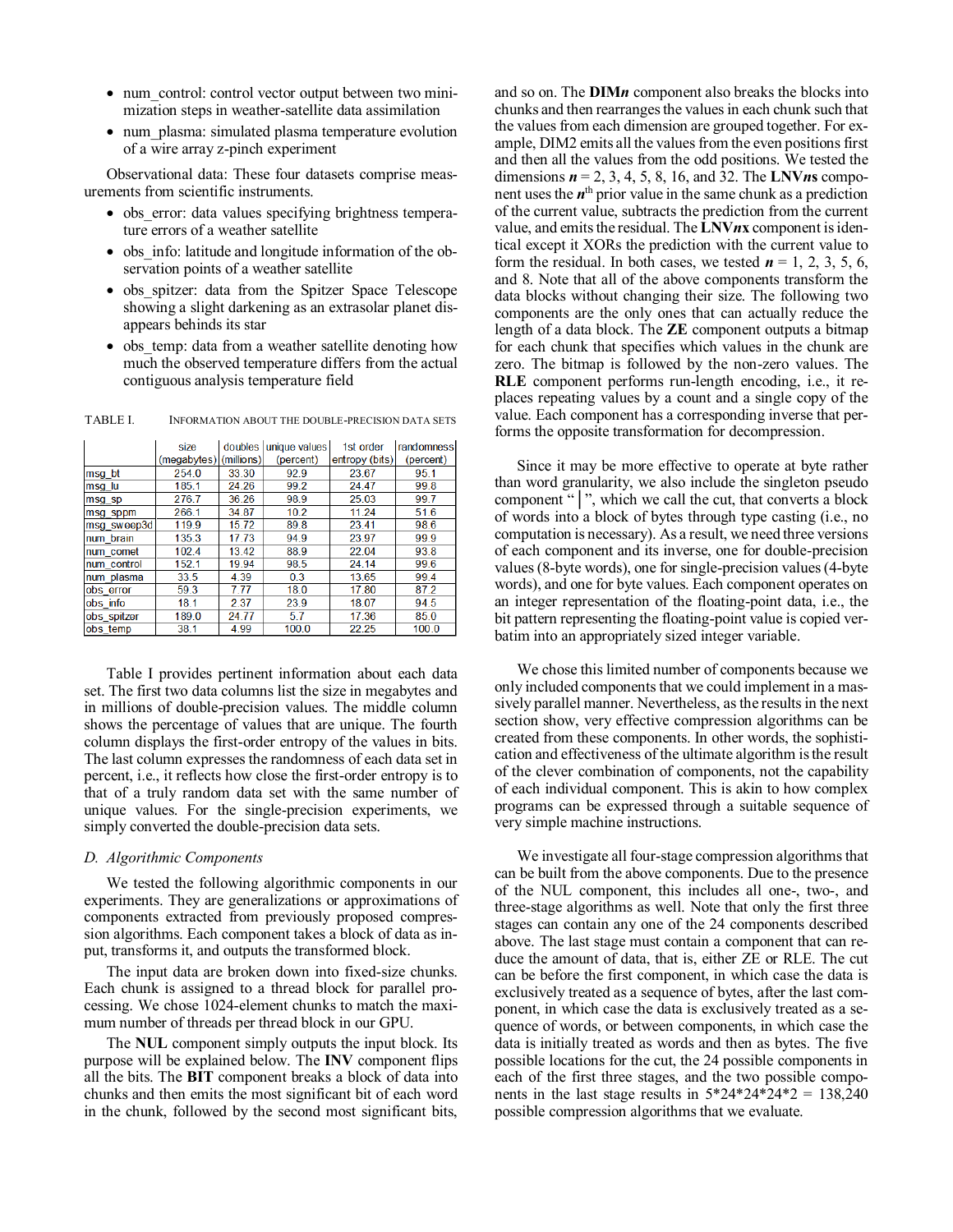- num_control: control vector output between two minimization steps in weather-satellite data assimilation
- num_plasma: simulated plasma temperature evolution of a wire array z-pinch experiment

Observational data: These four datasets comprise measurements from scientific instruments.

- obs_error: data values specifying brightness temperature errors of a weather satellite
- obs_info: latitude and longitude information of the observation points of a weather satellite
- obs_spitzer: data from the Spitzer Space Telescope showing a slight darkening as an extrasolar planet disappears behinds its star
- obs_temp: data from a weather satellite denoting how much the observed temperature differs from the actual contiguous analysis temperature field

TABLE I. INFORMATION ABOUT THE DOUBLE-PRECISION DATA SETS

| | size (megabytes) | doubles (millions) | unique values (percent) | 1st order entropy (bits) | randomness (percent) |
|---|---|---|---|---|---|
| msg_bt | 254.0 | 33.30 | 92.9 | 23.67 | 95.1 |
| msg_lu | 185.1 | 24.26 | 99.2 | 24.47 | 99.8 |
| msg_sp | 276.7 | 36.26 | 98.9 | 25.03 | 99.7 |
| msg_sppm | 266.1 | 34.87 | 10.2 | 11.24 | 51.6 |
| msg_sweep3d | 119.9 | 15.72 | 89.8 | 23.41 | 98.6 |
| num_brain | 135.3 | 17.73 | 94.9 | 23.97 | 99.9 |
| num_comet | 102.4 | 13.42 | 88.9 | 22.04 | 93.8 |
| num_control | 152.1 | 19.94 | 98.5 | 24.14 | 99.6 |
| num_plasma | 33.5 | 4.39 | 0.3 | 13.65 | 99.4 |
| obs_error | 59.3 | 7.77 | 18.0 | 17.80 | 87.2 |
| obs_info | 18.1 | 2.37 | 23.9 | 18.07 | 94.5 |
| obs_spitzer | 189.0 | 24.77 | 5.7 | 17.36 | 85.0 |
| obs_temp | 38.1 | 4.99 | 100.0 | 22.25 | 100.0 |

Table I provides pertinent information about each data set. The first two data columns list the size in megabytes and in millions of double-precision values. The middle column shows the percentage of values that are unique. The fourth column displays the first-order entropy of the values in bits. The last column expresses the randomness of each data set in percent, i.e., it reflects how close the first-order entropy is to that of a truly random data set with the same number of unique values. For the single-precision experiments, we simply converted the double-precision data sets.

### D. Algorithmic Components

We tested the following algorithmic components in our experiments. They are generalizations or approximations of components extracted from previously proposed compression algorithms. Each component takes a block of data as input, transforms it, and outputs the transformed block.

The input data are broken down into fixed-size chunks. Each chunk is assigned to a thread block for parallel processing. We chose 1024-element chunks to match the maximum number of threads per thread block in our GPU.

The **NUL** component simply outputs the input block. Its purpose will be explained below. The **INV** component flips all the bits. The **BIT** component breaks a block of data into chunks and then emits the most significant bit of each word in the chunk, followed by the second most significant bits, and so on. The **DIM*n*** component also breaks the blocks into chunks and then rearranges the values in each chunk such that the values from each dimension are grouped together. For example, DIM2 emits all the values from the even positions first and then all the values from the odd positions. We tested the dimensions ***n*** = 2, 3, 4, 5, 8, 16, and 32. The **LNV*n*s** component uses the ***n***$^{th}$ prior value in the same chunk as a prediction of the current value, subtracts the prediction from the current value, and emits the residual. The **LNV*n*x** component is identical except it XORs the prediction with the current value to form the residual. In both cases, we tested ***n*** = 1, 2, 3, 5, 6, and 8. Note that all of the above components transform the data blocks without changing their size. The following two components are the only ones that can actually reduce the length of a data block. The **ZE** component outputs a bitmap for each chunk that specifies which values in the chunk are zero. The bitmap is followed by the non-zero values. The **RLE** component performs run-length encoding, i.e., it replaces repeating values by a count and a single copy of the value. Each component has a corresponding inverse that performs the opposite transformation for decompression.

Since it may be more effective to operate at byte rather than word granularity, we also include the singleton pseudo component "|", which we call the cut, that converts a block of words into a block of bytes through type casting (i.e., no computation is necessary). As a result, we need three versions of each component and its inverse, one for double-precision values (8-byte words), one for single-precision values (4-byte words), and one for byte values. Each component operates on an integer representation of the floating-point data, i.e., the bit pattern representing the floating-point value is copied verbatim into an appropriately sized integer variable.

We chose this limited number of components because we only included components that we could implement in a massively parallel manner. Nevertheless, as the results in the next section show, very effective compression algorithms can be created from these components. In other words, the sophistication and effectiveness of the ultimate algorithm is the result of the clever combination of components, not the capability of each individual component. This is akin to how complex programs can be expressed through a suitable sequence of very simple machine instructions.

We investigate all four-stage compression algorithms that can be built from the above components. Due to the presence of the NUL component, this includes all one-, two-, and three-stage algorithms as well. Note that only the first three stages can contain any one of the 24 components described above. The last stage must contain a component that can reduce the amount of data, that is, either ZE or RLE. The cut can be before the first component, in which case the data is exclusively treated as a sequence of bytes, after the last component, in which case the data is exclusively treated as a sequence of words, or between components, in which case the data is initially treated as words and then as bytes. The five possible locations for the cut, the 24 possible components in each of the first three stages, and the two possible components in the last stage results in 5\*24\*24\*24\*2 = 138,240 possible compression algorithms that we evaluate.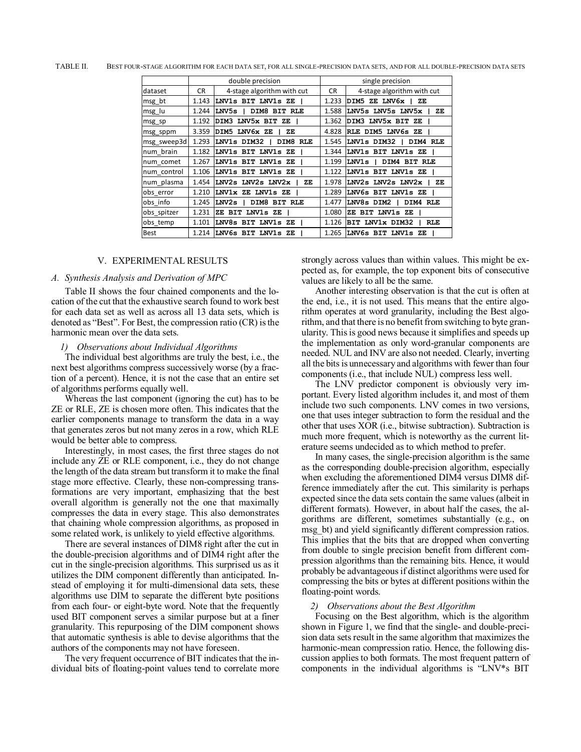TABLE II. BEST FOUR-STAGE ALGORITHM FOR EACH DATA SET, FOR ALL SINGLE-PRECISION DATA SETS, AND FOR ALL DOUBLE-PRECISION DATA SETS

| | double precision | | single precision | |
|---|---|---|---|---|
| dataset | CR | 4-stage algorithm with cut | CR | 4-stage algorithm with cut |
| msg_bt | 1.143 | LNV1s BIT LNV1s ZE \| | 1.233 | DIM5 ZE LNV6x \| ZE |
| msg_lu | 1.244 | LNV5s \| DIM8 BIT RLE | 1.588 | LNV5s LNV5s LNV5x \| ZE |
| msg_sp | 1.192 | DIM3 LNV5x BIT ZE \| | 1.362 | DIM3 LNV5x BIT ZE \| |
| msg_sppm | 3.359 | DIM5 LNV6x ZE \| ZE | 4.828 | RLE DIM5 LNV6s ZE \| |
| msg_sweep3d | 1.293 | LNV1s DIM32 \| DIM8 RLE | 1.545 | LNV1s DIM32 \| DIM4 RLE |
| num_brain | 1.182 | LNV1s BIT LNV1s ZE \| | 1.344 | LNV1s BIT LNV1s ZE \| |
| num_comet | 1.267 | LNV1s BIT LNV1s ZE \| | 1.199 | LNV1s \| DIM4 BIT RLE |
| num_control | 1.106 | LNV1s BIT LNV1s ZE \| | 1.122 | LNV1s BIT LNV1s ZE \| |
| num_plasma | 1.454 | LNV2s LNV2s LNV2x \| ZE | 1.978 | LNV2s LNV2s LNV2x \| ZE |
| obs_error | 1.210 | LNV1x ZE LNV1s ZE \| | 1.289 | LNV6s BIT LNV1s ZE \| |
| obs_info | 1.245 | LNV2s \| DIM8 BIT RLE | 1.477 | LNV8s DIM2 \| DIM4 RLE |
| obs_spitzer | 1.231 | ZE BIT LNV1s ZE \| | 1.080 | ZE BIT LNV1s ZE \| |
| obs_temp | 1.101 | LNV8s BIT LNV1s ZE \| | 1.126 | BIT LNV1x DIM32 \| RLE |
| Best | 1.214 | LNV6s BIT LNV1s ZE \| | 1.265 | LNV6s BIT LNV1s ZE \| |

## V. EXPERIMENTAL RESULTS

### A. Synthesis Analysis and Derivation of MPC

Table II shows the four chained components and the location of the cut that the exhaustive search found to work best for each data set as well as across all 13 data sets, which is denoted as "Best". For Best, the compression ratio (CR) is the harmonic mean over the data sets.

#### 1) Observations about Individual Algorithms

The individual best algorithms are truly the best, i.e., the next best algorithms compress successively worse (by a fraction of a percent). Hence, it is not the case that an entire set of algorithms performs equally well.

Whereas the last component (ignoring the cut) has to be ZE or RLE, ZE is chosen more often. This indicates that the earlier components manage to transform the data in a way that generates zeros but not many zeros in a row, which RLE would be better able to compress.

Interestingly, in most cases, the first three stages do not include any ZE or RLE component, i.e., they do not change the length of the data stream but transform it to make the final stage more effective. Clearly, these non-compressing transformations are very important, emphasizing that the best overall algorithm is generally not the one that maximally compresses the data in every stage. This also demonstrates that chaining whole compression algorithms, as proposed in some related work, is unlikely to yield effective algorithms.

There are several instances of DIM8 right after the cut in the double-precision algorithms and of DIM4 right after the cut in the single-precision algorithms. This surprised us as it utilizes the DIM component differently than anticipated. Instead of employing it for multi-dimensional data sets, these algorithms use DIM to separate the different byte positions from each four- or eight-byte word. Note that the frequently used BIT component serves a similar purpose but at a finer granularity. This repurposing of the DIM component shows that automatic synthesis is able to devise algorithms that the authors of the components may not have foreseen.

The very frequent occurrence of BIT indicates that the individual bits of floating-point values tend to correlate more strongly across values than within values. This might be expected as, for example, the top exponent bits of consecutive values are likely to all be the same.

Another interesting observation is that the cut is often at the end, i.e., it is not used. This means that the entire algorithm operates at word granularity, including the Best algorithm, and that there is no benefit from switching to byte granularity. This is good news because it simplifies and speeds up the implementation as only word-granular components are needed. NUL and INV are also not needed. Clearly, inverting all the bits is unnecessary and algorithms with fewer than four components (i.e., that include NUL) compress less well.

The LNV predictor component is obviously very important. Every listed algorithm includes it, and most of them include two such components. LNV comes in two versions, one that uses integer subtraction to form the residual and the other that uses XOR (i.e., bitwise subtraction). Subtraction is much more frequent, which is noteworthy as the current literature seems undecided as to which method to prefer.

In many cases, the single-precision algorithm is the same as the corresponding double-precision algorithm, especially when excluding the aforementioned DIM4 versus DIM8 difference immediately after the cut. This similarity is perhaps expected since the data sets contain the same values (albeit in different formats). However, in about half the cases, the algorithms are different, sometimes substantially (e.g., on msg_bt) and yield significantly different compression ratios. This implies that the bits that are dropped when converting from double to single precision benefit from different compression algorithms than the remaining bits. Hence, it would probably be advantageous if distinct algorithms were used for compressing the bits or bytes at different positions within the floating-point words.

#### 2) Observations about the Best Algorithm

Focusing on the Best algorithm, which is the algorithm shown in Figure 1, we find that the single- and double-precision data sets result in the same algorithm that maximizes the harmonic-mean compression ratio. Hence, the following discussion applies to both formats. The most frequent pattern of components in the individual algorithms is "LNV*s BIT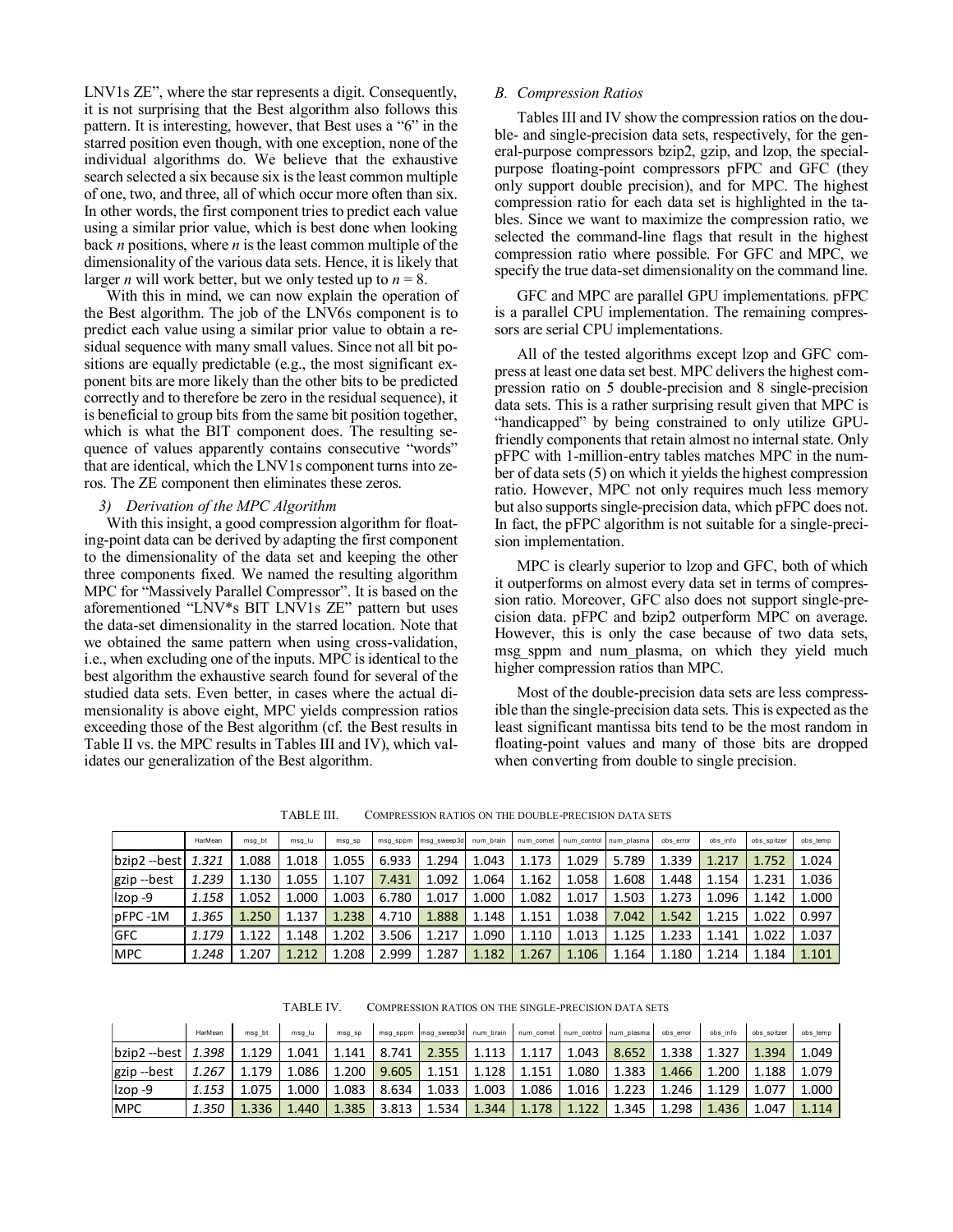LNV1s ZE", where the star represents a digit. Consequently, it is not surprising that the Best algorithm also follows this pattern. It is interesting, however, that Best uses a "6" in the starred position even though, with one exception, none of the individual algorithms do. We believe that the exhaustive search selected a six because six is the least common multiple of one, two, and three, all of which occur more often than six. In other words, the first component tries to predict each value using a similar prior value, which is best done when looking back *n* positions, where *n* is the least common multiple of the dimensionality of the various data sets. Hence, it is likely that larger *n* will work better, but we only tested up to $n = 8$.

With this in mind, we can now explain the operation of the Best algorithm. The job of the LNV6s component is to predict each value using a similar prior value to obtain a residual sequence with many small values. Since not all bit positions are equally predictable (e.g., the most significant exponent bits are more likely than the other bits to be predicted correctly and to therefore be zero in the residual sequence), it is beneficial to group bits from the same bit position together, which is what the BIT component does. The resulting sequence of values apparently contains consecutive "words" that are identical, which the LNV1s component turns into zeros. The ZE component then eliminates these zeros.

#### 3) Derivation of the MPC Algorithm

With this insight, a good compression algorithm for floating-point data can be derived by adapting the first component to the dimensionality of the data set and keeping the other three components fixed. We named the resulting algorithm MPC for "Massively Parallel Compressor". It is based on the aforementioned "LNV*s BIT LNV1s ZE" pattern but uses the data-set dimensionality in the starred location. Note that we obtained the same pattern when using cross-validation, i.e., when excluding one of the inputs. MPC is identical to the best algorithm the exhaustive search found for several of the studied data sets. Even better, in cases where the actual dimensionality is above eight, MPC yields compression ratios exceeding those of the Best algorithm (cf. the Best results in Table II vs. the MPC results in Tables III and IV), which validates our generalization of the Best algorithm.

### B. Compression Ratios

Tables III and IV show the compression ratios on the double- and single-precision data sets, respectively, for the general-purpose compressors bzip2, gzip, and lzop, the special-purpose floating-point compressors pFPC and GFC (they only support double precision), and for MPC. The highest compression ratio for each data set is highlighted in the tables. Since we want to maximize the compression ratio, we selected the command-line flags that result in the highest compression ratio where possible. For GFC and MPC, we specify the true data-set dimensionality on the command line.

GFC and MPC are parallel GPU implementations. pFPC is a parallel CPU implementation. The remaining compressors are serial CPU implementations.

All of the tested algorithms except lzop and GFC compress at least one data set best. MPC delivers the highest compression ratio on 5 double-precision and 8 single-precision data sets. This is a rather surprising result given that MPC is "handicapped" by being constrained to only utilize GPU-friendly components that retain almost no internal state. Only pFPC with 1-million-entry tables matches MPC in the number of data sets (5) on which it yields the highest compression ratio. However, MPC not only requires much less memory but also supports single-precision data, which pFPC does not. In fact, the pFPC algorithm is not suitable for a single-precision implementation.

MPC is clearly superior to lzop and GFC, both of which it outperforms on almost every data set in terms of compression ratio. Moreover, GFC also does not support single-precision data. pFPC and bzip2 outperform MPC on average. However, this is only the case because of two data sets, msg_sppm and num_plasma, on which they yield much higher compression ratios than MPC.

Most of the double-precision data sets are less compressible than the single-precision data sets. This is expected as the least significant mantissa bits tend to be the most random in floating-point values and many of those bits are dropped when converting from double to single precision.

TABLE III. COMPRESSION RATIOS ON THE DOUBLE-PRECISION DATA SETS

| | HarMean | msg_bt | msg_lu | msg_sp | msg_sppm | msg_sweep3d | num_brain | num_comet | num_control | num_plasma | obs_error | obs_info | obs_spitzer | obs_temp |
|---|---|---|---|---|---|---|---|---|---|---|---|---|---|---|
| bzip2 --best | *1.321* | 1.088 | 1.018 | 1.055 | 6.933 | 1.294 | 1.043 | 1.173 | 1.029 | 5.789 | 1.339 | 1.217 | 1.752 | 1.024 |
| gzip --best | *1.239* | 1.130 | 1.055 | 1.107 | 7.431 | 1.092 | 1.064 | 1.162 | 1.058 | 1.608 | 1.448 | 1.154 | 1.231 | 1.036 |
| lzop -9 | *1.158* | 1.052 | 1.000 | 1.003 | 6.780 | 1.017 | 1.000 | 1.082 | 1.017 | 1.503 | 1.273 | 1.096 | 1.142 | 1.000 |
| pFPC -1M | *1.365* | 1.250 | 1.137 | 1.238 | 4.710 | 1.888 | 1.148 | 1.151 | 1.038 | 7.042 | 1.542 | 1.215 | 1.022 | 0.997 |
| GFC | *1.179* | 1.122 | 1.148 | 1.202 | 3.506 | 1.217 | 1.090 | 1.110 | 1.013 | 1.125 | 1.233 | 1.141 | 1.022 | 1.037 |
| MPC | *1.248* | 1.207 | 1.212 | 1.208 | 2.999 | 1.287 | 1.182 | 1.267 | 1.106 | 1.164 | 1.180 | 1.214 | 1.184 | 1.101 |

TABLE IV. COMPRESSION RATIOS ON THE SINGLE-PRECISION DATA SETS

| | HarMean | msg_bt | msg_lu | msg_sp | msg_sppm | msg_sweep3d | num_brain | num_comet | num_control | num_plasma | obs_error | obs_info | obs_spitzer | obs_temp |
|---|---|---|---|---|---|---|---|---|---|---|---|---|---|---|
| bzip2 --best | *1.398* | 1.129 | 1.041 | 1.141 | 8.741 | 2.355 | 1.113 | 1.117 | 1.043 | 8.652 | 1.338 | 1.327 | 1.394 | 1.049 |
| gzip --best | *1.267* | 1.179 | 1.086 | 1.200 | 9.605 | 1.151 | 1.128 | 1.151 | 1.080 | 1.383 | 1.466 | 1.200 | 1.188 | 1.079 |
| lzop -9 | *1.153* | 1.075 | 1.000 | 1.083 | 8.634 | 1.033 | 1.003 | 1.086 | 1.016 | 1.223 | 1.246 | 1.129 | 1.077 | 1.000 |
| MPC | *1.350* | 1.336 | 1.440 | 1.385 | 3.813 | 1.534 | 1.344 | 1.178 | 1.122 | 1.345 | 1.298 | 1.436 | 1.047 | 1.114 |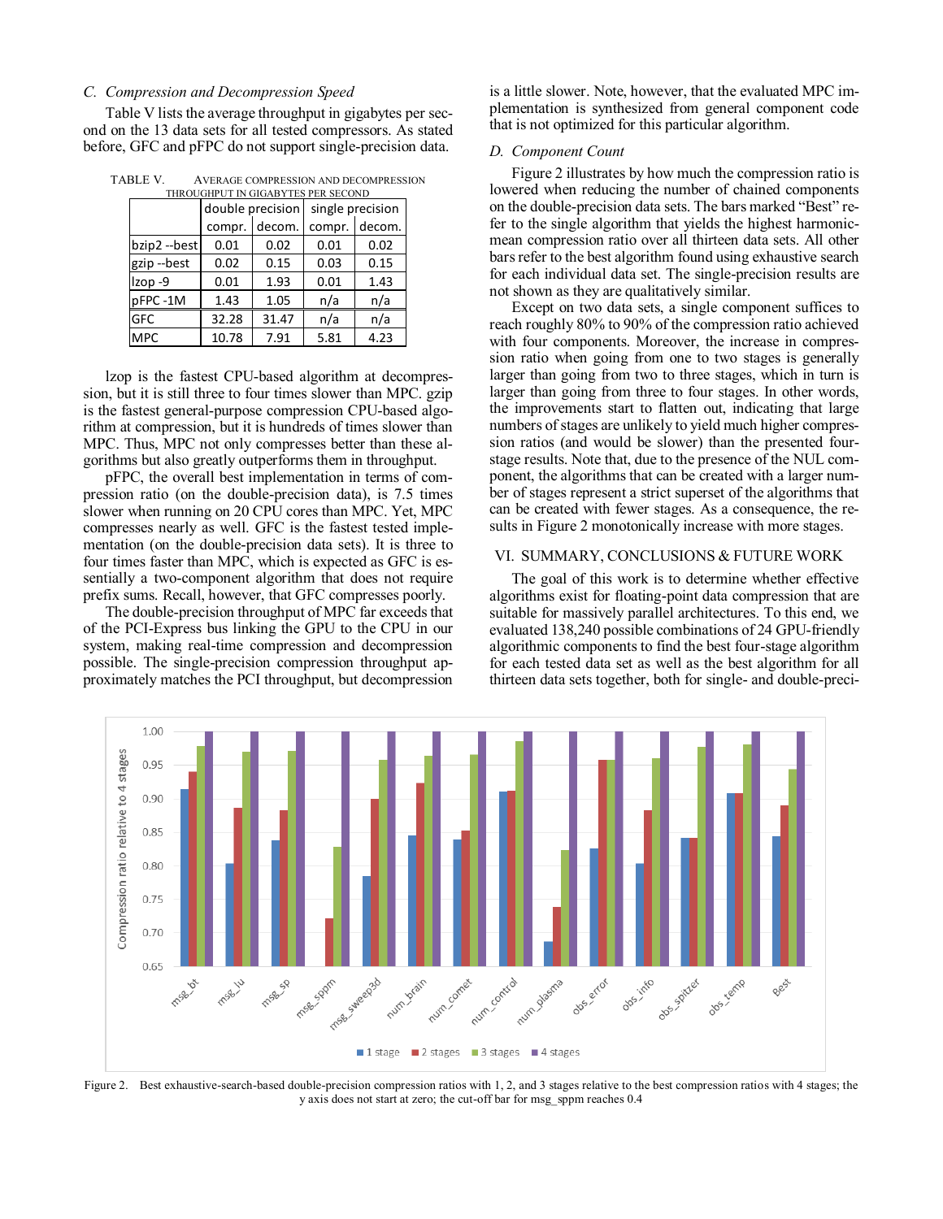### C. Compression and Decompression Speed

Table V lists the average throughput in gigabytes per second on the 13 data sets for all tested compressors. As stated before, GFC and pFPC do not support single-precision data.

TABLE V. AVERAGE COMPRESSION AND DECOMPRESSION THROUGHPUT IN GIGABYTES PER SECOND

| | double precision | | single precision | |
|---|---|---|---|---|
| | compr. | decom. | compr. | decom. |
| bzip2 --best | 0.01 | 0.02 | 0.01 | 0.02 |
| gzip --best | 0.02 | 0.15 | 0.03 | 0.15 |
| lzop -9 | 0.01 | 1.93 | 0.01 | 1.43 |
| pFPC -1M | 1.43 | 1.05 | n/a | n/a |
| GFC | 32.28 | 31.47 | n/a | n/a |
| MPC | 10.78 | 7.91 | 5.81 | 4.23 |

lzop is the fastest CPU-based algorithm at decompression, but it is still three to four times slower than MPC. gzip is the fastest general-purpose compression CPU-based algorithm at compression, but it is hundreds of times slower than MPC. Thus, MPC not only compresses better than these algorithms but also greatly outperforms them in throughput.

pFPC, the overall best implementation in terms of compression ratio (on the double-precision data), is 7.5 times slower when running on 20 CPU cores than MPC. Yet, MPC compresses nearly as well. GFC is the fastest tested implementation (on the double-precision data sets). It is three to four times faster than MPC, which is expected as GFC is essentially a two-component algorithm that does not require prefix sums. Recall, however, that GFC compresses poorly.

The double-precision throughput of MPC far exceeds that of the PCI-Express bus linking the GPU to the CPU in our system, making real-time compression and decompression possible. The single-precision compression throughput approximately matches the PCI throughput, but decompression is a little slower. Note, however, that the evaluated MPC implementation is synthesized from general component code that is not optimized for this particular algorithm.

### D. Component Count

Figure 2 illustrates by how much the compression ratio is lowered when reducing the number of chained components on the double-precision data sets. The bars marked "Best" refer to the single algorithm that yields the highest harmonic-mean compression ratio over all thirteen data sets. All other bars refer to the best algorithm found using exhaustive search for each individual data set. The single-precision results are not shown as they are qualitatively similar.

Except on two data sets, a single component suffices to reach roughly 80% to 90% of the compression ratio achieved with four components. Moreover, the increase in compression ratio when going from one to two stages is generally larger than going from two to three stages, which in turn is larger than going from three to four stages. In other words, the improvements start to flatten out, indicating that large numbers of stages are unlikely to yield much higher compression ratios (and would be slower) than the presented four-stage results. Note that, due to the presence of the NUL component, the algorithms that can be created with a larger number of stages represent a strict superset of the algorithms that can be created with fewer stages. As a consequence, the results in Figure 2 monotonically increase with more stages.

## VI. SUMMARY, CONCLUSIONS & FUTURE WORK

The goal of this work is to determine whether effective algorithms exist for floating-point data compression that are suitable for massively parallel architectures. To this end, we evaluated 138,240 possible combinations of 24 GPU-friendly algorithmic components to find the best four-stage algorithm for each tested data set as well as the best algorithm for all thirteen data sets together, both for single- and double-preci-

Figure 2. Best exhaustive-search-based double-precision compression ratios with 1, 2, and 3 stages relative to the best compression ratios with 4 stages; the y axis does not start at zero; the cut-off bar for msg_sppm reaches 0.4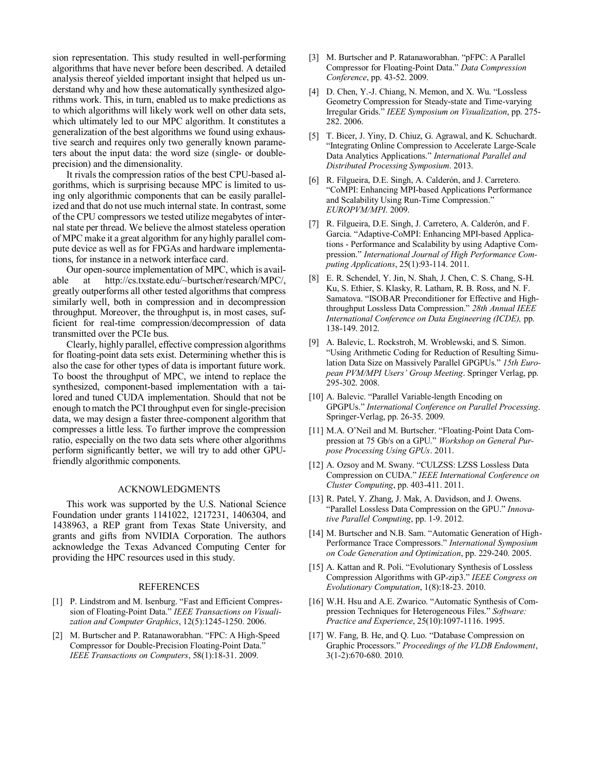sion representation. This study resulted in well-performing algorithms that have never before been described. A detailed analysis thereof yielded important insight that helped us understand why and how these automatically synthesized algorithms work. This, in turn, enabled us to make predictions as to which algorithms will likely work well on other data sets, which ultimately led to our MPC algorithm. It constitutes a generalization of the best algorithms we found using exhaustive search and requires only two generally known parameters about the input data: the word size (single- or double-precision) and the dimensionality.

It rivals the compression ratios of the best CPU-based algorithms, which is surprising because MPC is limited to using only algorithmic components that can be easily parallelized and that do not use much internal state. In contrast, some of the CPU compressors we tested utilize megabytes of internal state per thread. We believe the almost stateless operation of MPC make it a great algorithm for any highly parallel compute device as well as for FPGAs and hardware implementations, for instance in a network interface card.

Our open-source implementation of MPC, which is available at http://cs.txstate.edu/~burtscher/research/MPC/, greatly outperforms all other tested algorithms that compress similarly well, both in compression and in decompression throughput. Moreover, the throughput is, in most cases, sufficient for real-time compression/decompression of data transmitted over the PCIe bus.

Clearly, highly parallel, effective compression algorithms for floating-point data sets exist. Determining whether this is also the case for other types of data is important future work. To boost the throughput of MPC, we intend to replace the synthesized, component-based implementation with a tailored and tuned CUDA implementation. Should that not be enough to match the PCI throughput even for single-precision data, we may design a faster three-component algorithm that compresses a little less. To further improve the compression ratio, especially on the two data sets where other algorithms perform significantly better, we will try to add other GPU-friendly algorithmic components.

## ACKNOWLEDGMENTS

This work was supported by the U.S. National Science Foundation under grants 1141022, 1217231, 1406304, and 1438963, a REP grant from Texas State University, and grants and gifts from NVIDIA Corporation. The authors acknowledge the Texas Advanced Computing Center for providing the HPC resources used in this study.

## REFERENCES

[1] P. Lindstrom and M. Isenburg. "Fast and Efficient Compression of Floating-Point Data." *IEEE Transactions on Visualization and Computer Graphics*, 12(5):1245-1250. 2006.

[2] M. Burtscher and P. Ratanaworabhan. "FPC: A High-Speed Compressor for Double-Precision Floating-Point Data." *IEEE Transactions on Computers*, 58(1):18-31. 2009.

[3] M. Burtscher and P. Ratanaworabhan. "pFPC: A Parallel Compressor for Floating-Point Data." *Data Compression Conference*, pp. 43-52. 2009.

[4] D. Chen, Y.-J. Chiang, N. Memon, and X. Wu. "Lossless Geometry Compression for Steady-state and Time-varying Irregular Grids." *IEEE Symposium on Visualization*, pp. 275-282. 2006.

[5] T. Bicer, J. Yiny, D. Chiuz, G. Agrawal, and K. Schuchardt. "Integrating Online Compression to Accelerate Large-Scale Data Analytics Applications." *International Parallel and Distributed Processing Symposium*. 2013.

[6] R. Filgueira, D.E. Singh, A. Calderón, and J. Carretero. "CoMPI: Enhancing MPI-based Applications Performance and Scalability Using Run-Time Compression." *EUROPVM/MPI*. 2009.

[7] R. Filgueira, D.E. Singh, J. Carretero, A. Calderón, and F. Garcia. "Adaptive-CoMPI: Enhancing MPI-based Applications - Performance and Scalability by using Adaptive Compression." *International Journal of High Performance Computing Applications*, 25(1):93-114. 2011.

[8] E. R. Schendel, Y. Jin, N. Shah, J. Chen, C. S. Chang, S-H. Ku, S. Ethier, S. Klasky, R. Latham, R. B. Ross, and N. F. Samatova. "ISOBAR Preconditioner for Effective and High-throughput Lossless Data Compression." *28th Annual IEEE International Conference on Data Engineering (ICDE),* pp. 138-149. 2012.

[9] A. Balevic, L. Rockstroh, M. Wroblewski, and S. Simon. "Using Arithmetic Coding for Reduction of Resulting Simulation Data Size on Massively Parallel GPGPUs." *15th European PVM/MPI Users' Group Meeting*. Springer Verlag, pp. 295-302. 2008.

[10] A. Balevic. "Parallel Variable-length Encoding on GPGPUs." *International Conference on Parallel Processing*. Springer-Verlag, pp. 26-35. 2009.

[11] M.A. O'Neil and M. Burtscher. "Floating-Point Data Compression at 75 Gb/s on a GPU." *Workshop on General Purpose Processing Using GPUs*. 2011.

[12] A. Ozsoy and M. Swany. "CULZSS: LZSS Lossless Data Compression on CUDA." *IEEE International Conference on Cluster Computing*, pp. 403-411. 2011.

[13] R. Patel, Y. Zhang, J. Mak, A. Davidson, and J. Owens. "Parallel Lossless Data Compression on the GPU." *Innovative Parallel Computing*, pp. 1-9. 2012.

[14] M. Burtscher and N.B. Sam. "Automatic Generation of High-Performance Trace Compressors." *International Symposium on Code Generation and Optimization*, pp. 229-240. 2005.

[15] A. Kattan and R. Poli. "Evolutionary Synthesis of Lossless Compression Algorithms with GP-zip3." *IEEE Congress on Evolutionary Computation*, 1(8):18-23. 2010.

[16] W.H. Hsu and A.E. Zwarico. "Automatic Synthesis of Compression Techniques for Heterogeneous Files." *Software: Practice and Experience*, 25(10):1097-1116. 1995.

[17] W. Fang, B. He, and Q. Luo. "Database Compression on Graphic Processors." *Proceedings of the VLDB Endowment*, 3(1-2):670-680. 2010.